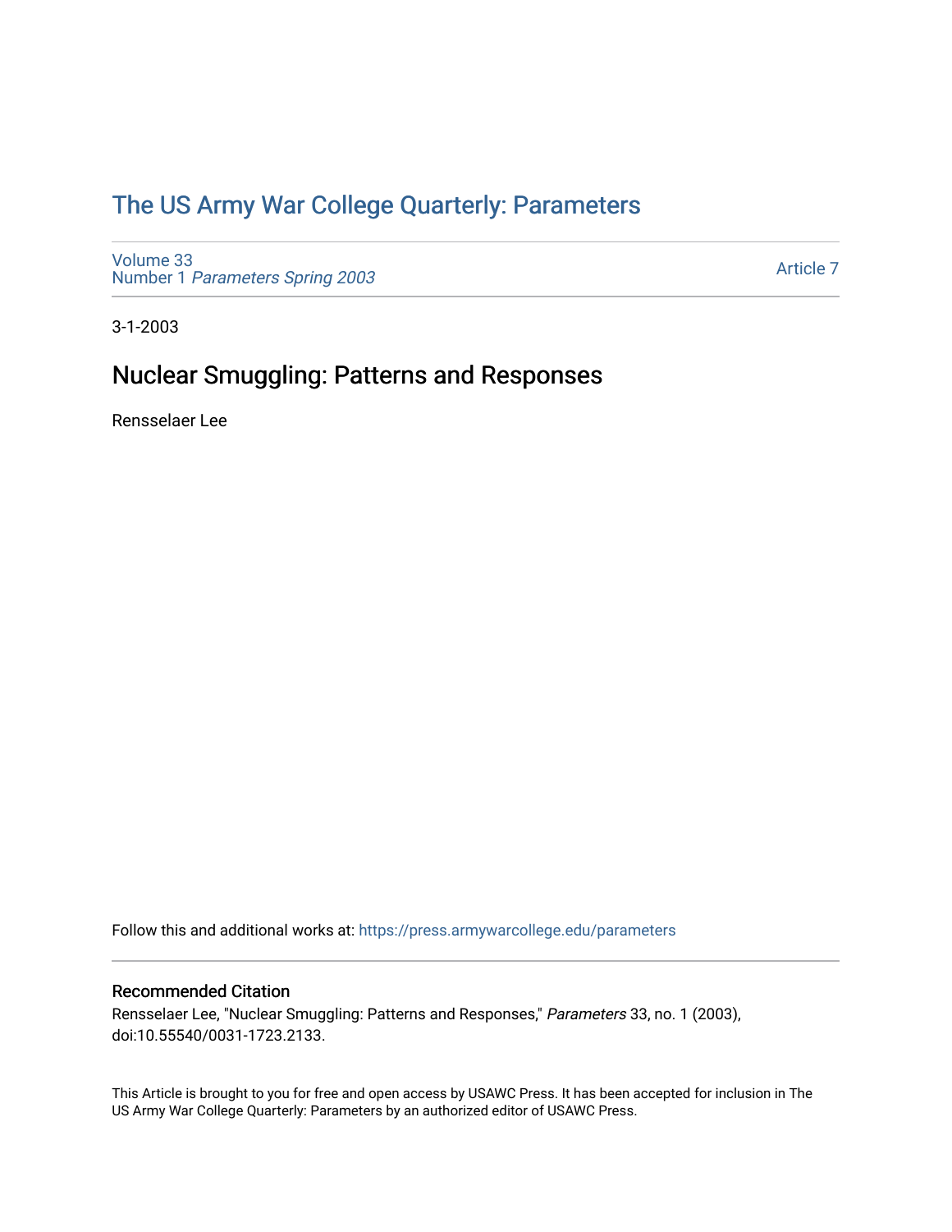# The US Army War College Quarterly: Parameters

Volume 33
Number 1 *Parameters Spring 2003*

Article 7

3-1-2003

## Nuclear Smuggling: Patterns and Responses

Rensselaer Lee

Follow this and additional works at: https://press.armywarcollege.edu/parameters

### Recommended Citation

Rensselaer Lee, "Nuclear Smuggling: Patterns and Responses," *Parameters* 33, no. 1 (2003), doi:10.55540/0031-1723.2133.

This Article is brought to you for free and open access by USAWC Press. It has been accepted for inclusion in The US Army War College Quarterly: Parameters by an authorized editor of USAWC Press.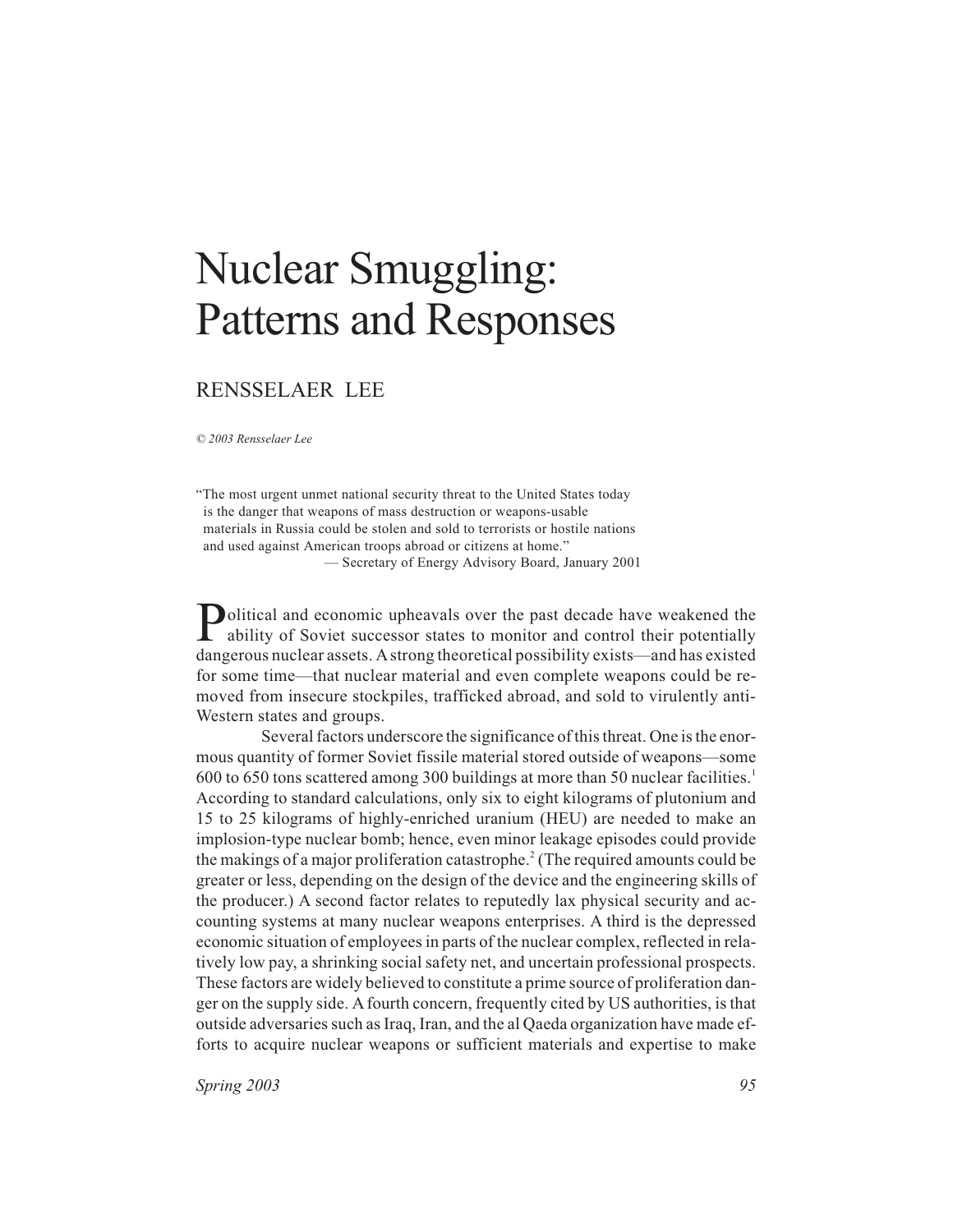# Nuclear Smuggling: Patterns and Responses

RENSSELAER LEE

*© 2003 Rensselaer Lee*

> "The most urgent unmet national security threat to the United States today is the danger that weapons of mass destruction or weapons-usable materials in Russia could be stolen and sold to terrorists or hostile nations and used against American troops abroad or citizens at home."
>
> — Secretary of Energy Advisory Board, January 2001

Political and economic upheavals over the past decade have weakened the ability of Soviet successor states to monitor and control their potentially dangerous nuclear assets. A strong theoretical possibility exists—and has existed for some time—that nuclear material and even complete weapons could be removed from insecure stockpiles, trafficked abroad, and sold to virulently anti-Western states and groups.

Several factors underscore the significance of this threat. One is the enormous quantity of former Soviet fissile material stored outside of weapons—some 600 to 650 tons scattered among 300 buildings at more than 50 nuclear facilities.[1] According to standard calculations, only six to eight kilograms of plutonium and 15 to 25 kilograms of highly-enriched uranium (HEU) are needed to make an implosion-type nuclear bomb; hence, even minor leakage episodes could provide the makings of a major proliferation catastrophe.[2] (The required amounts could be greater or less, depending on the design of the device and the engineering skills of the producer.) A second factor relates to reputedly lax physical security and accounting systems at many nuclear weapons enterprises. A third is the depressed economic situation of employees in parts of the nuclear complex, reflected in relatively low pay, a shrinking social safety net, and uncertain professional prospects. These factors are widely believed to constitute a prime source of proliferation danger on the supply side. A fourth concern, frequently cited by US authorities, is that outside adversaries such as Iraq, Iran, and the al Qaeda organization have made efforts to acquire nuclear weapons or sufficient materials and expertise to make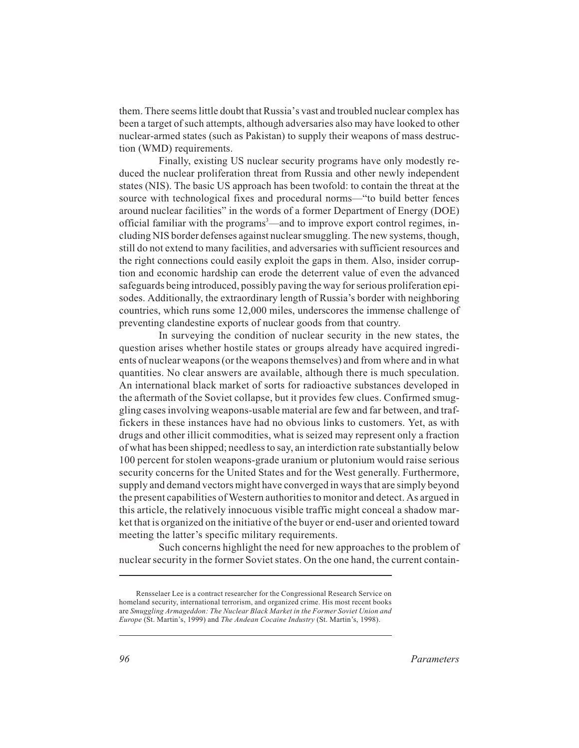them. There seems little doubt that Russia's vast and troubled nuclear complex has been a target of such attempts, although adversaries also may have looked to other nuclear-armed states (such as Pakistan) to supply their weapons of mass destruction (WMD) requirements.

Finally, existing US nuclear security programs have only modestly reduced the nuclear proliferation threat from Russia and other newly independent states (NIS). The basic US approach has been twofold: to contain the threat at the source with technological fixes and procedural norms—"to build better fences around nuclear facilities" in the words of a former Department of Energy (DOE) official familiar with the programs[3]—and to improve export control regimes, including NIS border defenses against nuclear smuggling. The new systems, though, still do not extend to many facilities, and adversaries with sufficient resources and the right connections could easily exploit the gaps in them. Also, insider corruption and economic hardship can erode the deterrent value of even the advanced safeguards being introduced, possibly paving the way for serious proliferation episodes. Additionally, the extraordinary length of Russia's border with neighboring countries, which runs some 12,000 miles, underscores the immense challenge of preventing clandestine exports of nuclear goods from that country.

In surveying the condition of nuclear security in the new states, the question arises whether hostile states or groups already have acquired ingredients of nuclear weapons (or the weapons themselves) and from where and in what quantities. No clear answers are available, although there is much speculation. An international black market of sorts for radioactive substances developed in the aftermath of the Soviet collapse, but it provides few clues. Confirmed smuggling cases involving weapons-usable material are few and far between, and traffickers in these instances have had no obvious links to customers. Yet, as with drugs and other illicit commodities, what is seized may represent only a fraction of what has been shipped; needless to say, an interdiction rate substantially below 100 percent for stolen weapons-grade uranium or plutonium would raise serious security concerns for the United States and for the West generally. Furthermore, supply and demand vectors might have converged in ways that are simply beyond the present capabilities of Western authorities to monitor and detect. As argued in this article, the relatively innocuous visible traffic might conceal a shadow market that is organized on the initiative of the buyer or end-user and oriented toward meeting the latter's specific military requirements.

Such concerns highlight the need for new approaches to the problem of nuclear security in the former Soviet states. On the one hand, the current contain-

---

Rensselaer Lee is a contract researcher for the Congressional Research Service on homeland security, international terrorism, and organized crime. His most recent books are *Smuggling Armageddon: The Nuclear Black Market in the Former Soviet Union and Europe* (St. Martin's, 1999) and *The Andean Cocaine Industry* (St. Martin's, 1998).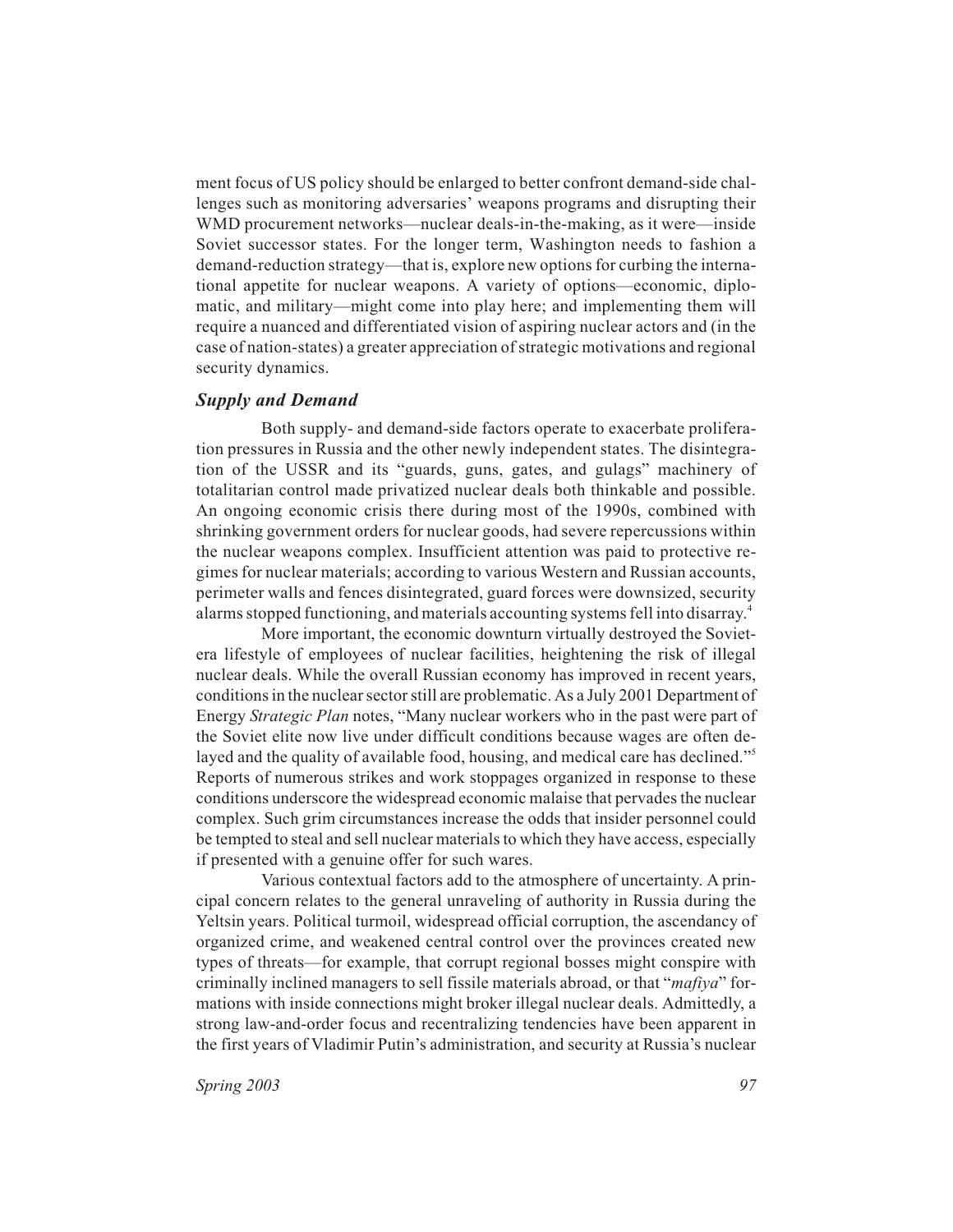ment focus of US policy should be enlarged to better confront demand-side challenges such as monitoring adversaries' weapons programs and disrupting their WMD procurement networks—nuclear deals-in-the-making, as it were—inside Soviet successor states. For the longer term, Washington needs to fashion a demand-reduction strategy—that is, explore new options for curbing the international appetite for nuclear weapons. A variety of options—economic, diplomatic, and military—might come into play here; and implementing them will require a nuanced and differentiated vision of aspiring nuclear actors and (in the case of nation-states) a greater appreciation of strategic motivations and regional security dynamics.

### *Supply and Demand*

Both supply- and demand-side factors operate to exacerbate proliferation pressures in Russia and the other newly independent states. The disintegration of the USSR and its "guards, guns, gates, and gulags" machinery of totalitarian control made privatized nuclear deals both thinkable and possible. An ongoing economic crisis there during most of the 1990s, combined with shrinking government orders for nuclear goods, had severe repercussions within the nuclear weapons complex. Insufficient attention was paid to protective regimes for nuclear materials; according to various Western and Russian accounts, perimeter walls and fences disintegrated, guard forces were downsized, security alarms stopped functioning, and materials accounting systems fell into disarray.[4]

More important, the economic downturn virtually destroyed the Soviet-era lifestyle of employees of nuclear facilities, heightening the risk of illegal nuclear deals. While the overall Russian economy has improved in recent years, conditions in the nuclear sector still are problematic. As a July 2001 Department of Energy *Strategic Plan* notes, "Many nuclear workers who in the past were part of the Soviet elite now live under difficult conditions because wages are often delayed and the quality of available food, housing, and medical care has declined."[5] Reports of numerous strikes and work stoppages organized in response to these conditions underscore the widespread economic malaise that pervades the nuclear complex. Such grim circumstances increase the odds that insider personnel could be tempted to steal and sell nuclear materials to which they have access, especially if presented with a genuine offer for such wares.

Various contextual factors add to the atmosphere of uncertainty. A principal concern relates to the general unraveling of authority in Russia during the Yeltsin years. Political turmoil, widespread official corruption, the ascendancy of organized crime, and weakened central control over the provinces created new types of threats—for example, that corrupt regional bosses might conspire with criminally inclined managers to sell fissile materials abroad, or that "*mafiya*" formations with inside connections might broker illegal nuclear deals. Admittedly, a strong law-and-order focus and recentralizing tendencies have been apparent in the first years of Vladimir Putin's administration, and security at Russia's nuclear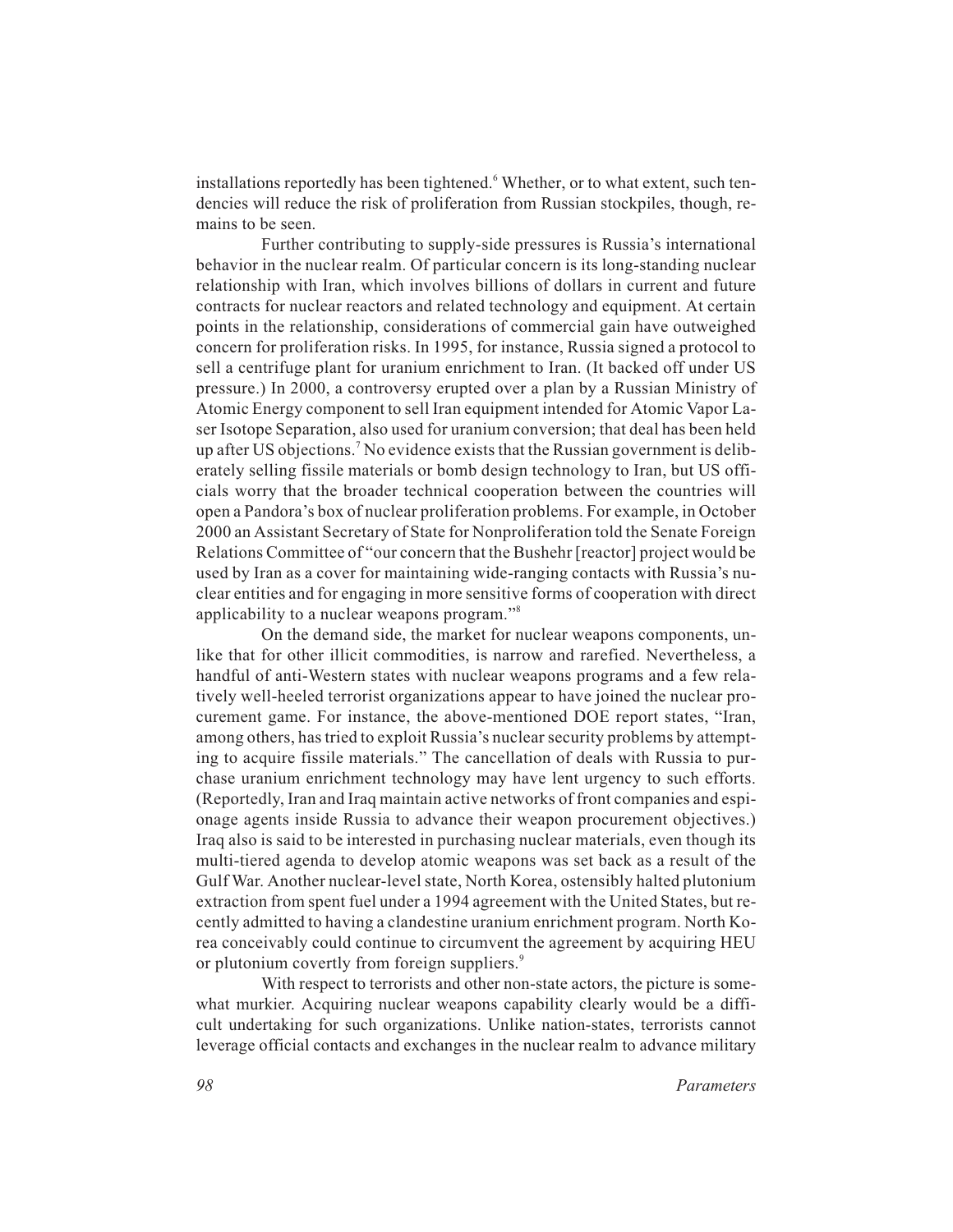installations reportedly has been tightened.[6] Whether, or to what extent, such tendencies will reduce the risk of proliferation from Russian stockpiles, though, remains to be seen.

Further contributing to supply-side pressures is Russia's international behavior in the nuclear realm. Of particular concern is its long-standing nuclear relationship with Iran, which involves billions of dollars in current and future contracts for nuclear reactors and related technology and equipment. At certain points in the relationship, considerations of commercial gain have outweighed concern for proliferation risks. In 1995, for instance, Russia signed a protocol to sell a centrifuge plant for uranium enrichment to Iran. (It backed off under US pressure.) In 2000, a controversy erupted over a plan by a Russian Ministry of Atomic Energy component to sell Iran equipment intended for Atomic Vapor Laser Isotope Separation, also used for uranium conversion; that deal has been held up after US objections.[7] No evidence exists that the Russian government is deliberately selling fissile materials or bomb design technology to Iran, but US officials worry that the broader technical cooperation between the countries will open a Pandora's box of nuclear proliferation problems. For example, in October 2000 an Assistant Secretary of State for Nonproliferation told the Senate Foreign Relations Committee of "our concern that the Bushehr [reactor] project would be used by Iran as a cover for maintaining wide-ranging contacts with Russia's nuclear entities and for engaging in more sensitive forms of cooperation with direct applicability to a nuclear weapons program."[8]

On the demand side, the market for nuclear weapons components, unlike that for other illicit commodities, is narrow and rarefied. Nevertheless, a handful of anti-Western states with nuclear weapons programs and a few relatively well-heeled terrorist organizations appear to have joined the nuclear procurement game. For instance, the above-mentioned DOE report states, "Iran, among others, has tried to exploit Russia's nuclear security problems by attempting to acquire fissile materials." The cancellation of deals with Russia to purchase uranium enrichment technology may have lent urgency to such efforts. (Reportedly, Iran and Iraq maintain active networks of front companies and espionage agents inside Russia to advance their weapon procurement objectives.) Iraq also is said to be interested in purchasing nuclear materials, even though its multi-tiered agenda to develop atomic weapons was set back as a result of the Gulf War. Another nuclear-level state, North Korea, ostensibly halted plutonium extraction from spent fuel under a 1994 agreement with the United States, but recently admitted to having a clandestine uranium enrichment program. North Korea conceivably could continue to circumvent the agreement by acquiring HEU or plutonium covertly from foreign suppliers.[9]

With respect to terrorists and other non-state actors, the picture is somewhat murkier. Acquiring nuclear weapons capability clearly would be a difficult undertaking for such organizations. Unlike nation-states, terrorists cannot leverage official contacts and exchanges in the nuclear realm to advance military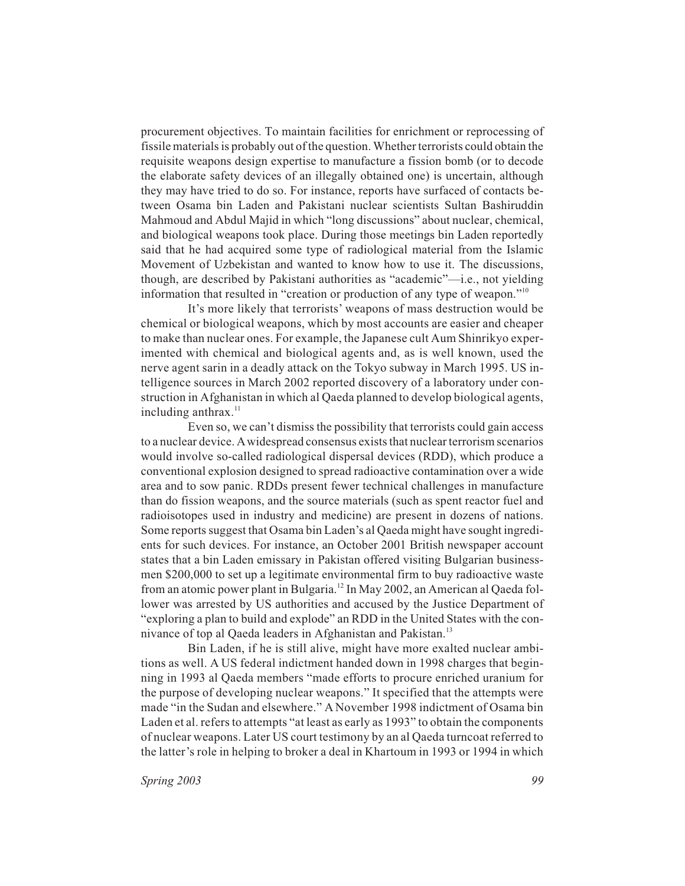procurement objectives. To maintain facilities for enrichment or reprocessing of fissile materials is probably out of the question. Whether terrorists could obtain the requisite weapons design expertise to manufacture a fission bomb (or to decode the elaborate safety devices of an illegally obtained one) is uncertain, although they may have tried to do so. For instance, reports have surfaced of contacts between Osama bin Laden and Pakistani nuclear scientists Sultan Bashiruddin Mahmoud and Abdul Majid in which "long discussions" about nuclear, chemical, and biological weapons took place. During those meetings bin Laden reportedly said that he had acquired some type of radiological material from the Islamic Movement of Uzbekistan and wanted to know how to use it. The discussions, though, are described by Pakistani authorities as "academic"—i.e., not yielding information that resulted in "creation or production of any type of weapon."[10]

It's more likely that terrorists' weapons of mass destruction would be chemical or biological weapons, which by most accounts are easier and cheaper to make than nuclear ones. For example, the Japanese cult Aum Shinrikyo experimented with chemical and biological agents and, as is well known, used the nerve agent sarin in a deadly attack on the Tokyo subway in March 1995. US intelligence sources in March 2002 reported discovery of a laboratory under construction in Afghanistan in which al Qaeda planned to develop biological agents, including anthrax.[11]

Even so, we can't dismiss the possibility that terrorists could gain access to a nuclear device. A widespread consensus exists that nuclear terrorism scenarios would involve so-called radiological dispersal devices (RDD), which produce a conventional explosion designed to spread radioactive contamination over a wide area and to sow panic. RDDs present fewer technical challenges in manufacture than do fission weapons, and the source materials (such as spent reactor fuel and radioisotopes used in industry and medicine) are present in dozens of nations. Some reports suggest that Osama bin Laden's al Qaeda might have sought ingredients for such devices. For instance, an October 2001 British newspaper account states that a bin Laden emissary in Pakistan offered visiting Bulgarian businessmen $200,000 to set up a legitimate environmental firm to buy radioactive waste from an atomic power plant in Bulgaria.[12] In May 2002, an American al Qaeda follower was arrested by US authorities and accused by the Justice Department of "exploring a plan to build and explode" an RDD in the United States with the connivance of top al Qaeda leaders in Afghanistan and Pakistan.[13]

Bin Laden, if he is still alive, might have more exalted nuclear ambitions as well. A US federal indictment handed down in 1998 charges that beginning in 1993 al Qaeda members "made efforts to procure enriched uranium for the purpose of developing nuclear weapons." It specified that the attempts were made "in the Sudan and elsewhere." A November 1998 indictment of Osama bin Laden et al. refers to attempts "at least as early as 1993" to obtain the components of nuclear weapons. Later US court testimony by an al Qaeda turncoat referred to the latter's role in helping to broker a deal in Khartoum in 1993 or 1994 in which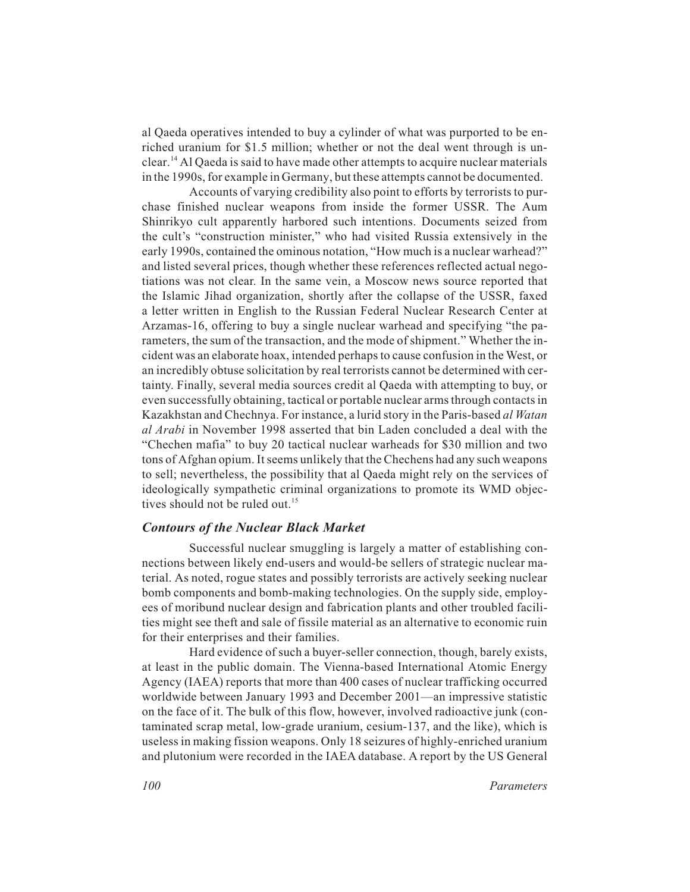al Qaeda operatives intended to buy a cylinder of what was purported to be enriched uranium for $1.5 million; whether or not the deal went through is unclear.[14] Al Qaeda is said to have made other attempts to acquire nuclear materials in the 1990s, for example in Germany, but these attempts cannot be documented.

Accounts of varying credibility also point to efforts by terrorists to purchase finished nuclear weapons from inside the former USSR. The Aum Shinrikyo cult apparently harbored such intentions. Documents seized from the cult's "construction minister," who had visited Russia extensively in the early 1990s, contained the ominous notation, "How much is a nuclear warhead?" and listed several prices, though whether these references reflected actual negotiations was not clear. In the same vein, a Moscow news source reported that the Islamic Jihad organization, shortly after the collapse of the USSR, faxed a letter written in English to the Russian Federal Nuclear Research Center at Arzamas-16, offering to buy a single nuclear warhead and specifying "the parameters, the sum of the transaction, and the mode of shipment." Whether the incident was an elaborate hoax, intended perhaps to cause confusion in the West, or an incredibly obtuse solicitation by real terrorists cannot be determined with certainty. Finally, several media sources credit al Qaeda with attempting to buy, or even successfully obtaining, tactical or portable nuclear arms through contacts in Kazakhstan and Chechnya. For instance, a lurid story in the Paris-based *al Watan al Arabi* in November 1998 asserted that bin Laden concluded a deal with the "Chechen mafia" to buy 20 tactical nuclear warheads for $30 million and two tons of Afghan opium. It seems unlikely that the Chechens had any such weapons to sell; nevertheless, the possibility that al Qaeda might rely on the services of ideologically sympathetic criminal organizations to promote its WMD objectives should not be ruled out.[15]

### *Contours of the Nuclear Black Market*

Successful nuclear smuggling is largely a matter of establishing connections between likely end-users and would-be sellers of strategic nuclear material. As noted, rogue states and possibly terrorists are actively seeking nuclear bomb components and bomb-making technologies. On the supply side, employees of moribund nuclear design and fabrication plants and other troubled facilities might see theft and sale of fissile material as an alternative to economic ruin for their enterprises and their families.

Hard evidence of such a buyer-seller connection, though, barely exists, at least in the public domain. The Vienna-based International Atomic Energy Agency (IAEA) reports that more than 400 cases of nuclear trafficking occurred worldwide between January 1993 and December 2001—an impressive statistic on the face of it. The bulk of this flow, however, involved radioactive junk (contaminated scrap metal, low-grade uranium, cesium-137, and the like), which is useless in making fission weapons. Only 18 seizures of highly-enriched uranium and plutonium were recorded in the IAEA database. A report by the US General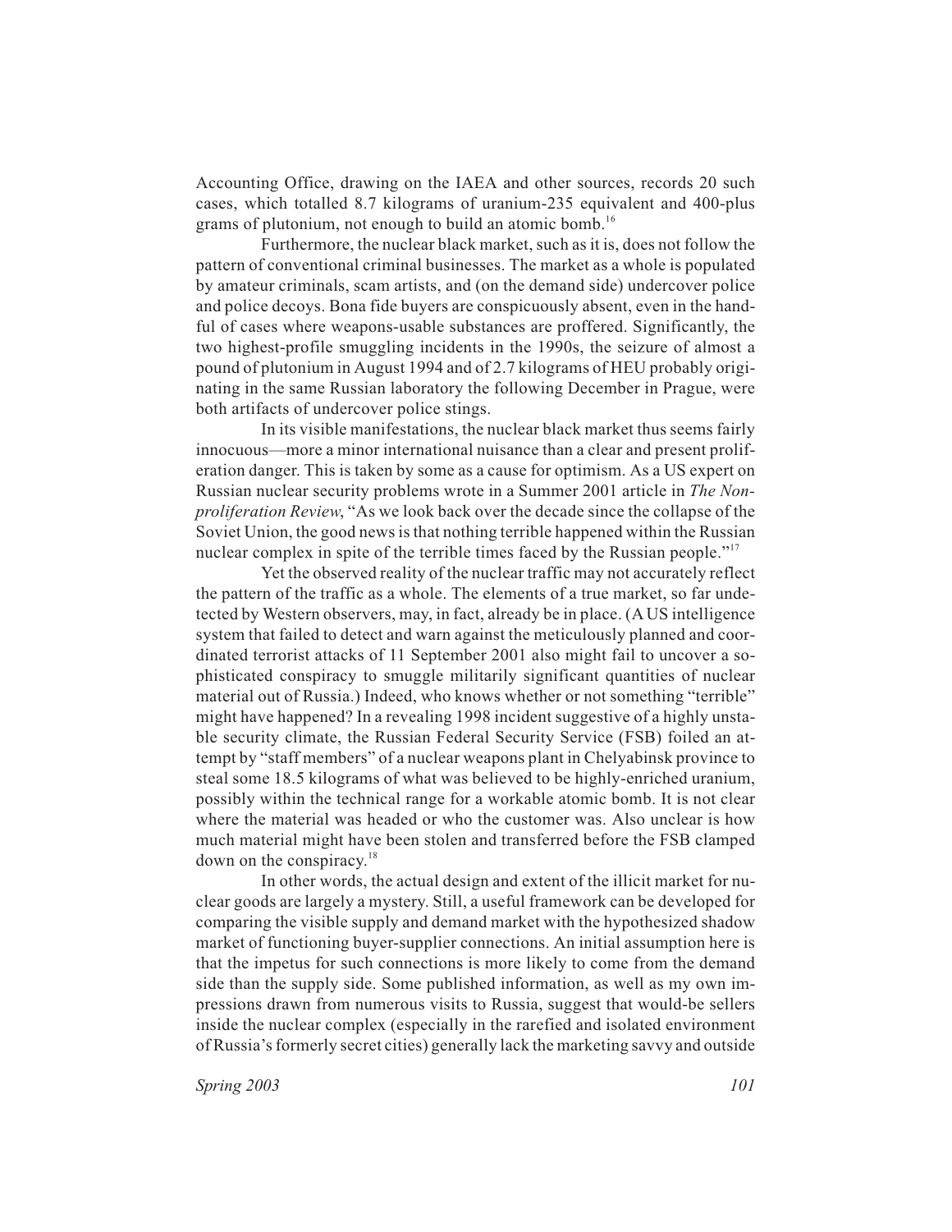Accounting Office, drawing on the IAEA and other sources, records 20 such cases, which totalled 8.7 kilograms of uranium-235 equivalent and 400-plus grams of plutonium, not enough to build an atomic bomb.[16]

Furthermore, the nuclear black market, such as it is, does not follow the pattern of conventional criminal businesses. The market as a whole is populated by amateur criminals, scam artists, and (on the demand side) undercover police and police decoys. Bona fide buyers are conspicuously absent, even in the handful of cases where weapons-usable substances are proffered. Significantly, the two highest-profile smuggling incidents in the 1990s, the seizure of almost a pound of plutonium in August 1994 and of 2.7 kilograms of HEU probably originating in the same Russian laboratory the following December in Prague, were both artifacts of undercover police stings.

In its visible manifestations, the nuclear black market thus seems fairly innocuous—more a minor international nuisance than a clear and present proliferation danger. This is taken by some as a cause for optimism. As a US expert on Russian nuclear security problems wrote in a Summer 2001 article in *The Nonproliferation Review*, "As we look back over the decade since the collapse of the Soviet Union, the good news is that nothing terrible happened within the Russian nuclear complex in spite of the terrible times faced by the Russian people."[17]

Yet the observed reality of the nuclear traffic may not accurately reflect the pattern of the traffic as a whole. The elements of a true market, so far undetected by Western observers, may, in fact, already be in place. (A US intelligence system that failed to detect and warn against the meticulously planned and coordinated terrorist attacks of 11 September 2001 also might fail to uncover a sophisticated conspiracy to smuggle militarily significant quantities of nuclear material out of Russia.) Indeed, who knows whether or not something "terrible" might have happened? In a revealing 1998 incident suggestive of a highly unstable security climate, the Russian Federal Security Service (FSB) foiled an attempt by "staff members" of a nuclear weapons plant in Chelyabinsk province to steal some 18.5 kilograms of what was believed to be highly-enriched uranium, possibly within the technical range for a workable atomic bomb. It is not clear where the material was headed or who the customer was. Also unclear is how much material might have been stolen and transferred before the FSB clamped down on the conspiracy.[18]

In other words, the actual design and extent of the illicit market for nuclear goods are largely a mystery. Still, a useful framework can be developed for comparing the visible supply and demand market with the hypothesized shadow market of functioning buyer-supplier connections. An initial assumption here is that the impetus for such connections is more likely to come from the demand side than the supply side. Some published information, as well as my own impressions drawn from numerous visits to Russia, suggest that would-be sellers inside the nuclear complex (especially in the rarefied and isolated environment of Russia's formerly secret cities) generally lack the marketing savvy and outside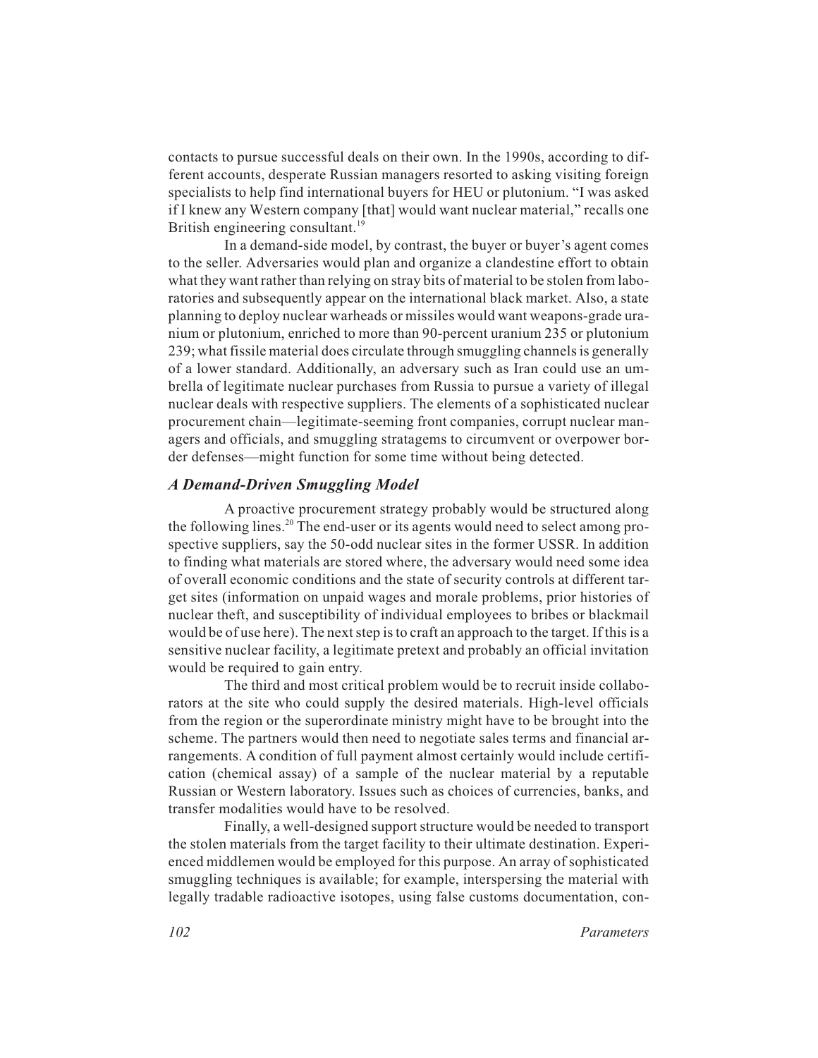contacts to pursue successful deals on their own. In the 1990s, according to different accounts, desperate Russian managers resorted to asking visiting foreign specialists to help find international buyers for HEU or plutonium. "I was asked if I knew any Western company [that] would want nuclear material," recalls one British engineering consultant.[19]

In a demand-side model, by contrast, the buyer or buyer's agent comes to the seller. Adversaries would plan and organize a clandestine effort to obtain what they want rather than relying on stray bits of material to be stolen from laboratories and subsequently appear on the international black market. Also, a state planning to deploy nuclear warheads or missiles would want weapons-grade uranium or plutonium, enriched to more than 90-percent uranium 235 or plutonium 239; what fissile material does circulate through smuggling channels is generally of a lower standard. Additionally, an adversary such as Iran could use an umbrella of legitimate nuclear purchases from Russia to pursue a variety of illegal nuclear deals with respective suppliers. The elements of a sophisticated nuclear procurement chain—legitimate-seeming front companies, corrupt nuclear managers and officials, and smuggling stratagems to circumvent or overpower border defenses—might function for some time without being detected.

### *A Demand-Driven Smuggling Model*

A proactive procurement strategy probably would be structured along the following lines.[20] The end-user or its agents would need to select among prospective suppliers, say the 50-odd nuclear sites in the former USSR. In addition to finding what materials are stored where, the adversary would need some idea of overall economic conditions and the state of security controls at different target sites (information on unpaid wages and morale problems, prior histories of nuclear theft, and susceptibility of individual employees to bribes or blackmail would be of use here). The next step is to craft an approach to the target. If this is a sensitive nuclear facility, a legitimate pretext and probably an official invitation would be required to gain entry.

The third and most critical problem would be to recruit inside collaborators at the site who could supply the desired materials. High-level officials from the region or the superordinate ministry might have to be brought into the scheme. The partners would then need to negotiate sales terms and financial arrangements. A condition of full payment almost certainly would include certification (chemical assay) of a sample of the nuclear material by a reputable Russian or Western laboratory. Issues such as choices of currencies, banks, and transfer modalities would have to be resolved.

Finally, a well-designed support structure would be needed to transport the stolen materials from the target facility to their ultimate destination. Experienced middlemen would be employed for this purpose. An array of sophisticated smuggling techniques is available; for example, interspersing the material with legally tradable radioactive isotopes, using false customs documentation, con-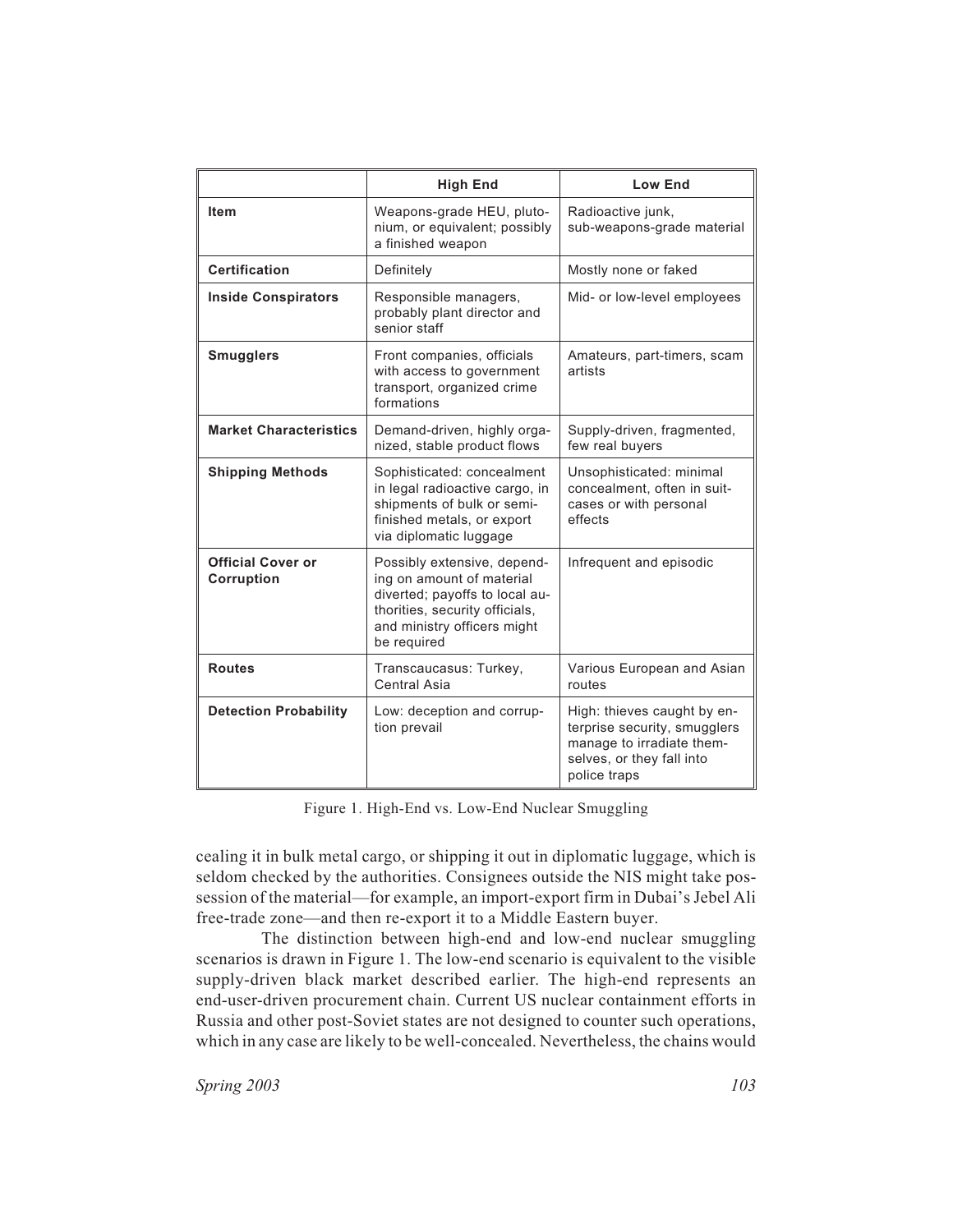| | High End | Low End |
|---|---|---|
| **Item** | Weapons-grade HEU, plutonium, or equivalent; possibly a finished weapon | Radioactive junk, sub-weapons-grade material |
| **Certification** | Definitely | Mostly none or faked |
| **Inside Conspirators** | Responsible managers, probably plant director and senior staff | Mid- or low-level employees |
| **Smugglers** | Front companies, officials with access to government transport, organized crime formations | Amateurs, part-timers, scam artists |
| **Market Characteristics** | Demand-driven, highly organized, stable product flows | Supply-driven, fragmented, few real buyers |
| **Shipping Methods** | Sophisticated: concealment in legal radioactive cargo, in shipments of bulk or semi-finished metals, or export via diplomatic luggage | Unsophisticated: minimal concealment, often in suitcases or with personal effects |
| **Official Cover or Corruption** | Possibly extensive, depending on amount of material diverted; payoffs to local authorities, security officials, and ministry officers might be required | Infrequent and episodic |
| **Routes** | Transcaucasus: Turkey, Central Asia | Various European and Asian routes |
| **Detection Probability** | Low: deception and corruption prevail | High: thieves caught by enterprise security, smugglers manage to irradiate themselves, or they fall into police traps |

Figure 1. High-End vs. Low-End Nuclear Smuggling

cealing it in bulk metal cargo, or shipping it out in diplomatic luggage, which is seldom checked by the authorities. Consignees outside the NIS might take possession of the material—for example, an import-export firm in Dubai's Jebel Ali free-trade zone—and then re-export it to a Middle Eastern buyer.

The distinction between high-end and low-end nuclear smuggling scenarios is drawn in Figure 1. The low-end scenario is equivalent to the visible supply-driven black market described earlier. The high-end represents an end-user-driven procurement chain. Current US nuclear containment efforts in Russia and other post-Soviet states are not designed to counter such operations, which in any case are likely to be well-concealed. Nevertheless, the chains would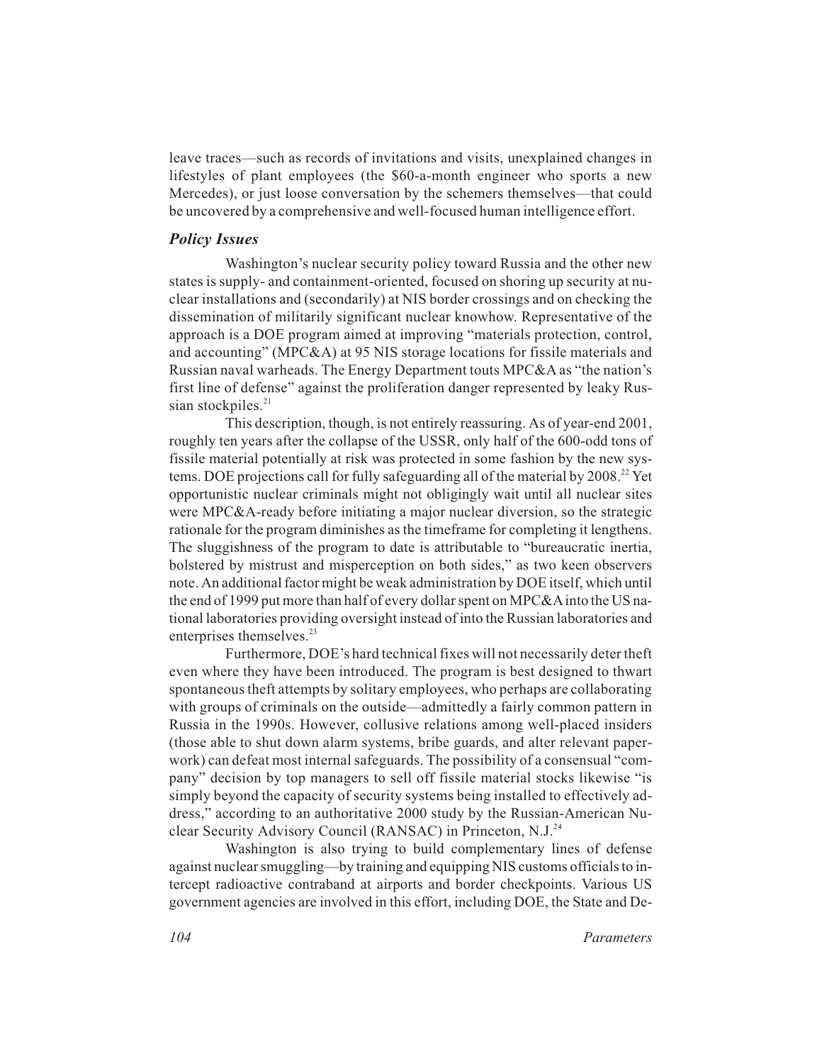leave traces—such as records of invitations and visits, unexplained changes in lifestyles of plant employees (the $60-a-month engineer who sports a new Mercedes), or just loose conversation by the schemers themselves—that could be uncovered by a comprehensive and well-focused human intelligence effort.

### *Policy Issues*

Washington's nuclear security policy toward Russia and the other new states is supply- and containment-oriented, focused on shoring up security at nuclear installations and (secondarily) at NIS border crossings and on checking the dissemination of militarily significant nuclear knowhow. Representative of the approach is a DOE program aimed at improving "materials protection, control, and accounting" (MPC&A) at 95 NIS storage locations for fissile materials and Russian naval warheads. The Energy Department touts MPC&A as "the nation's first line of defense" against the proliferation danger represented by leaky Russian stockpiles.[21]

This description, though, is not entirely reassuring. As of year-end 2001, roughly ten years after the collapse of the USSR, only half of the 600-odd tons of fissile material potentially at risk was protected in some fashion by the new systems. DOE projections call for fully safeguarding all of the material by 2008.[22] Yet opportunistic nuclear criminals might not obligingly wait until all nuclear sites were MPC&A-ready before initiating a major nuclear diversion, so the strategic rationale for the program diminishes as the timeframe for completing it lengthens. The sluggishness of the program to date is attributable to "bureaucratic inertia, bolstered by mistrust and misperception on both sides," as two keen observers note. An additional factor might be weak administration by DOE itself, which until the end of 1999 put more than half of every dollar spent on MPC&A into the US national laboratories providing oversight instead of into the Russian laboratories and enterprises themselves.[23]

Furthermore, DOE's hard technical fixes will not necessarily deter theft even where they have been introduced. The program is best designed to thwart spontaneous theft attempts by solitary employees, who perhaps are collaborating with groups of criminals on the outside—admittedly a fairly common pattern in Russia in the 1990s. However, collusive relations among well-placed insiders (those able to shut down alarm systems, bribe guards, and alter relevant paperwork) can defeat most internal safeguards. The possibility of a consensual "company" decision by top managers to sell off fissile material stocks likewise "is simply beyond the capacity of security systems being installed to effectively address," according to an authoritative 2000 study by the Russian-American Nuclear Security Advisory Council (RANSAC) in Princeton, N.J.[24]

Washington is also trying to build complementary lines of defense against nuclear smuggling—by training and equipping NIS customs officials to intercept radioactive contraband at airports and border checkpoints. Various US government agencies are involved in this effort, including DOE, the State and De-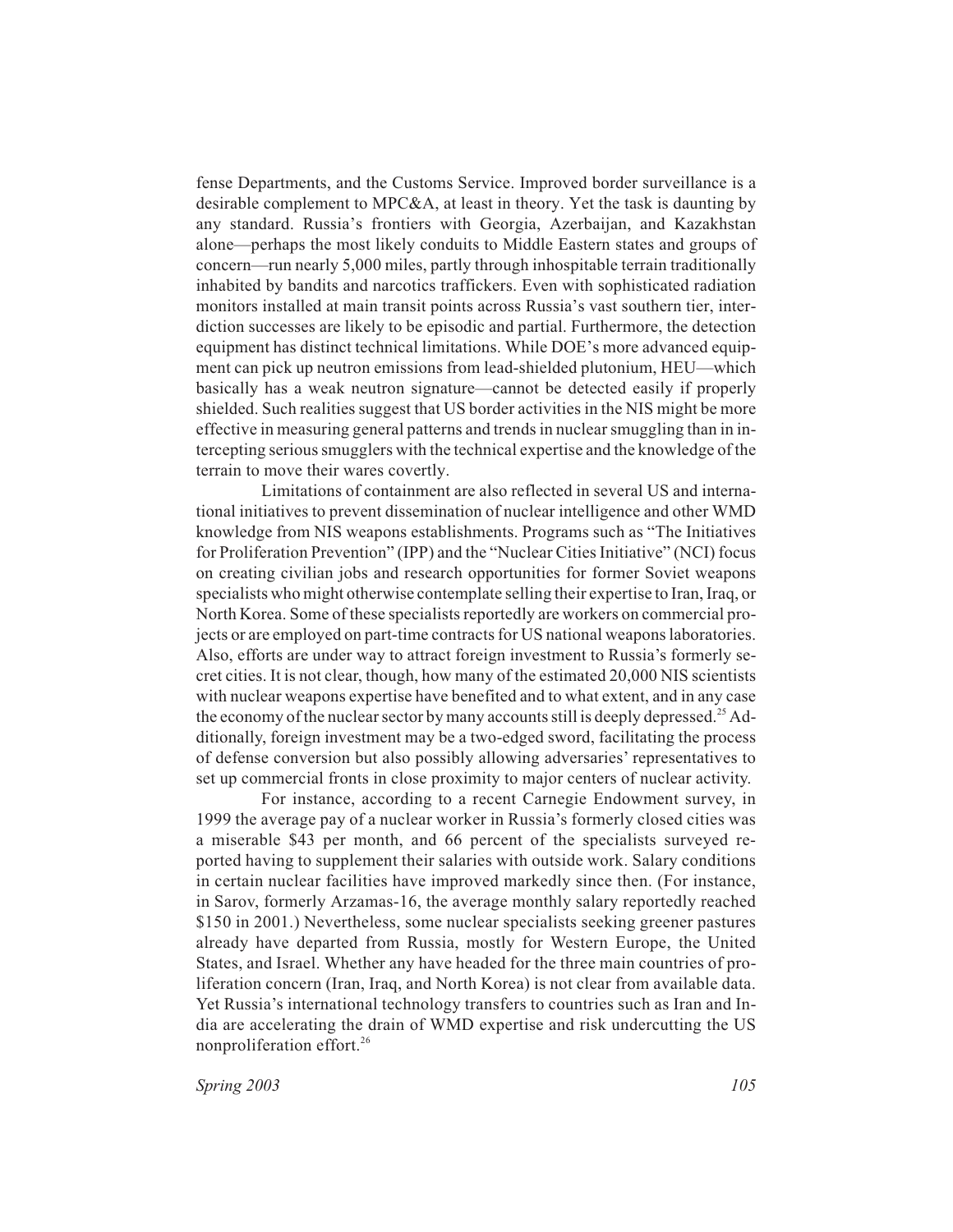fense Departments, and the Customs Service. Improved border surveillance is a desirable complement to MPC&A, at least in theory. Yet the task is daunting by any standard. Russia's frontiers with Georgia, Azerbaijan, and Kazakhstan alone—perhaps the most likely conduits to Middle Eastern states and groups of concern—run nearly 5,000 miles, partly through inhospitable terrain traditionally inhabited by bandits and narcotics traffickers. Even with sophisticated radiation monitors installed at main transit points across Russia's vast southern tier, interdiction successes are likely to be episodic and partial. Furthermore, the detection equipment has distinct technical limitations. While DOE's more advanced equipment can pick up neutron emissions from lead-shielded plutonium, HEU—which basically has a weak neutron signature—cannot be detected easily if properly shielded. Such realities suggest that US border activities in the NIS might be more effective in measuring general patterns and trends in nuclear smuggling than in intercepting serious smugglers with the technical expertise and the knowledge of the terrain to move their wares covertly.

Limitations of containment are also reflected in several US and international initiatives to prevent dissemination of nuclear intelligence and other WMD knowledge from NIS weapons establishments. Programs such as "The Initiatives for Proliferation Prevention" (IPP) and the "Nuclear Cities Initiative" (NCI) focus on creating civilian jobs and research opportunities for former Soviet weapons specialists who might otherwise contemplate selling their expertise to Iran, Iraq, or North Korea. Some of these specialists reportedly are workers on commercial projects or are employed on part-time contracts for US national weapons laboratories. Also, efforts are under way to attract foreign investment to Russia's formerly secret cities. It is not clear, though, how many of the estimated 20,000 NIS scientists with nuclear weapons expertise have benefited and to what extent, and in any case the economy of the nuclear sector by many accounts still is deeply depressed.[25] Additionally, foreign investment may be a two-edged sword, facilitating the process of defense conversion but also possibly allowing adversaries' representatives to set up commercial fronts in close proximity to major centers of nuclear activity.

For instance, according to a recent Carnegie Endowment survey, in 1999 the average pay of a nuclear worker in Russia's formerly closed cities was a miserable \$43 per month, and 66 percent of the specialists surveyed reported having to supplement their salaries with outside work. Salary conditions in certain nuclear facilities have improved markedly since then. (For instance, in Sarov, formerly Arzamas-16, the average monthly salary reportedly reached \$150 in 2001.) Nevertheless, some nuclear specialists seeking greener pastures already have departed from Russia, mostly for Western Europe, the United States, and Israel. Whether any have headed for the three main countries of proliferation concern (Iran, Iraq, and North Korea) is not clear from available data. Yet Russia's international technology transfers to countries such as Iran and India are accelerating the drain of WMD expertise and risk undercutting the US nonproliferation effort.[26]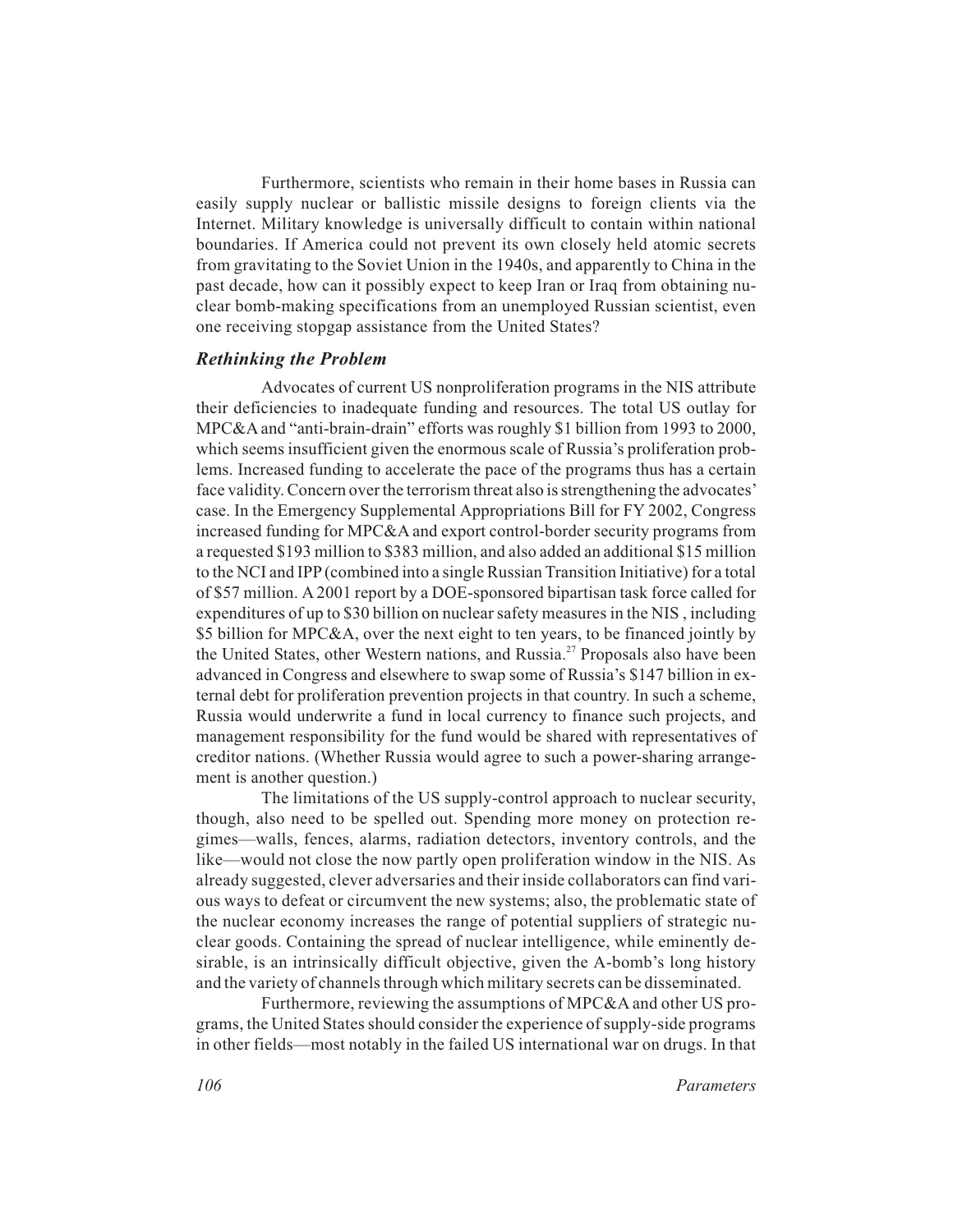Furthermore, scientists who remain in their home bases in Russia can easily supply nuclear or ballistic missile designs to foreign clients via the Internet. Military knowledge is universally difficult to contain within national boundaries. If America could not prevent its own closely held atomic secrets from gravitating to the Soviet Union in the 1940s, and apparently to China in the past decade, how can it possibly expect to keep Iran or Iraq from obtaining nuclear bomb-making specifications from an unemployed Russian scientist, even one receiving stopgap assistance from the United States?

### *Rethinking the Problem*

Advocates of current US nonproliferation programs in the NIS attribute their deficiencies to inadequate funding and resources. The total US outlay for MPC&A and "anti-brain-drain" efforts was roughly $1 billion from 1993 to 2000, which seems insufficient given the enormous scale of Russia's proliferation problems. Increased funding to accelerate the pace of the programs thus has a certain face validity. Concern over the terrorism threat also is strengthening the advocates' case. In the Emergency Supplemental Appropriations Bill for FY 2002, Congress increased funding for MPC&A and export control-border security programs from a requested $193 million to $383 million, and also added an additional $15 million to the NCI and IPP (combined into a single Russian Transition Initiative) for a total of $57 million. A 2001 report by a DOE-sponsored bipartisan task force called for expenditures of up to $30 billion on nuclear safety measures in the NIS , including $5 billion for MPC&A, over the next eight to ten years, to be financed jointly by the United States, other Western nations, and Russia.[27] Proposals also have been advanced in Congress and elsewhere to swap some of Russia's $147 billion in external debt for proliferation prevention projects in that country. In such a scheme, Russia would underwrite a fund in local currency to finance such projects, and management responsibility for the fund would be shared with representatives of creditor nations. (Whether Russia would agree to such a power-sharing arrangement is another question.)

The limitations of the US supply-control approach to nuclear security, though, also need to be spelled out. Spending more money on protection regimes—walls, fences, alarms, radiation detectors, inventory controls, and the like—would not close the now partly open proliferation window in the NIS. As already suggested, clever adversaries and their inside collaborators can find various ways to defeat or circumvent the new systems; also, the problematic state of the nuclear economy increases the range of potential suppliers of strategic nuclear goods. Containing the spread of nuclear intelligence, while eminently desirable, is an intrinsically difficult objective, given the A-bomb's long history and the variety of channels through which military secrets can be disseminated.

Furthermore, reviewing the assumptions of MPC&A and other US programs, the United States should consider the experience of supply-side programs in other fields—most notably in the failed US international war on drugs. In that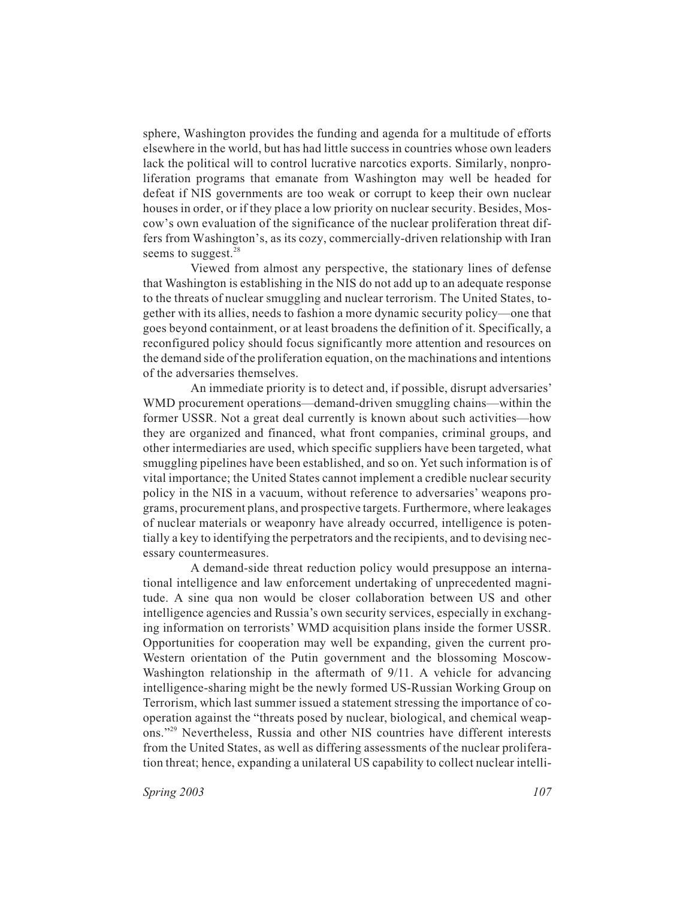sphere, Washington provides the funding and agenda for a multitude of efforts elsewhere in the world, but has had little success in countries whose own leaders lack the political will to control lucrative narcotics exports. Similarly, nonproliferation programs that emanate from Washington may well be headed for defeat if NIS governments are too weak or corrupt to keep their own nuclear houses in order, or if they place a low priority on nuclear security. Besides, Moscow's own evaluation of the significance of the nuclear proliferation threat differs from Washington's, as its cozy, commercially-driven relationship with Iran seems to suggest.[28]

Viewed from almost any perspective, the stationary lines of defense that Washington is establishing in the NIS do not add up to an adequate response to the threats of nuclear smuggling and nuclear terrorism. The United States, together with its allies, needs to fashion a more dynamic security policy—one that goes beyond containment, or at least broadens the definition of it. Specifically, a reconfigured policy should focus significantly more attention and resources on the demand side of the proliferation equation, on the machinations and intentions of the adversaries themselves.

An immediate priority is to detect and, if possible, disrupt adversaries' WMD procurement operations—demand-driven smuggling chains—within the former USSR. Not a great deal currently is known about such activities—how they are organized and financed, what front companies, criminal groups, and other intermediaries are used, which specific suppliers have been targeted, what smuggling pipelines have been established, and so on. Yet such information is of vital importance; the United States cannot implement a credible nuclear security policy in the NIS in a vacuum, without reference to adversaries' weapons programs, procurement plans, and prospective targets. Furthermore, where leakages of nuclear materials or weaponry have already occurred, intelligence is potentially a key to identifying the perpetrators and the recipients, and to devising necessary countermeasures.

A demand-side threat reduction policy would presuppose an international intelligence and law enforcement undertaking of unprecedented magnitude. A sine qua non would be closer collaboration between US and other intelligence agencies and Russia's own security services, especially in exchanging information on terrorists' WMD acquisition plans inside the former USSR. Opportunities for cooperation may well be expanding, given the current pro-Western orientation of the Putin government and the blossoming Moscow-Washington relationship in the aftermath of 9/11. A vehicle for advancing intelligence-sharing might be the newly formed US-Russian Working Group on Terrorism, which last summer issued a statement stressing the importance of cooperation against the "threats posed by nuclear, biological, and chemical weapons."[29] Nevertheless, Russia and other NIS countries have different interests from the United States, as well as differing assessments of the nuclear proliferation threat; hence, expanding a unilateral US capability to collect nuclear intelli-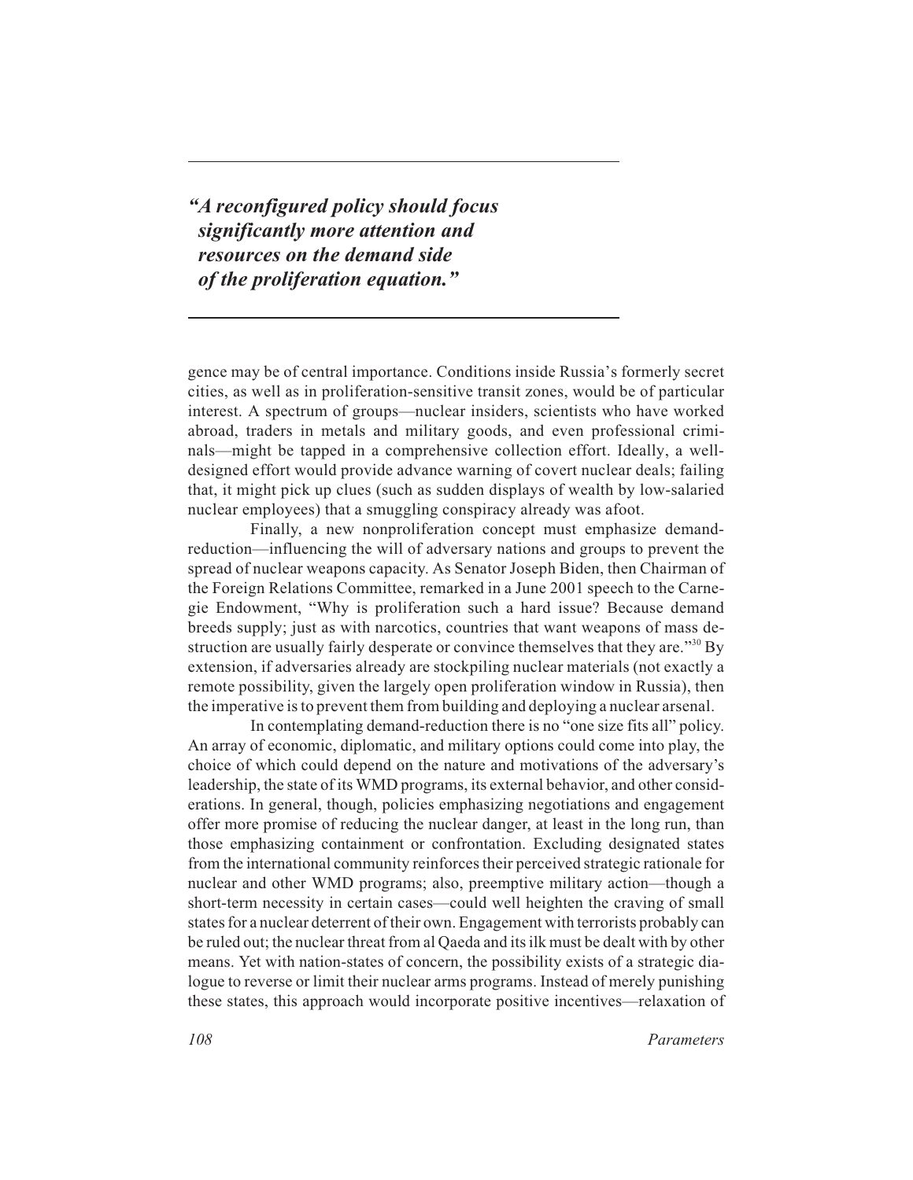> ***"A reconfigured policy should focus significantly more attention and resources on the demand side of the proliferation equation."***

gence may be of central importance. Conditions inside Russia's formerly secret cities, as well as in proliferation-sensitive transit zones, would be of particular interest. A spectrum of groups—nuclear insiders, scientists who have worked abroad, traders in metals and military goods, and even professional criminals—might be tapped in a comprehensive collection effort. Ideally, a well-designed effort would provide advance warning of covert nuclear deals; failing that, it might pick up clues (such as sudden displays of wealth by low-salaried nuclear employees) that a smuggling conspiracy already was afoot.

Finally, a new nonproliferation concept must emphasize demand-reduction—influencing the will of adversary nations and groups to prevent the spread of nuclear weapons capacity. As Senator Joseph Biden, then Chairman of the Foreign Relations Committee, remarked in a June 2001 speech to the Carnegie Endowment, "Why is proliferation such a hard issue? Because demand breeds supply; just as with narcotics, countries that want weapons of mass destruction are usually fairly desperate or convince themselves that they are."[30] By extension, if adversaries already are stockpiling nuclear materials (not exactly a remote possibility, given the largely open proliferation window in Russia), then the imperative is to prevent them from building and deploying a nuclear arsenal.

In contemplating demand-reduction there is no "one size fits all" policy. An array of economic, diplomatic, and military options could come into play, the choice of which could depend on the nature and motivations of the adversary's leadership, the state of its WMD programs, its external behavior, and other considerations. In general, though, policies emphasizing negotiations and engagement offer more promise of reducing the nuclear danger, at least in the long run, than those emphasizing containment or confrontation. Excluding designated states from the international community reinforces their perceived strategic rationale for nuclear and other WMD programs; also, preemptive military action—though a short-term necessity in certain cases—could well heighten the craving of small states for a nuclear deterrent of their own. Engagement with terrorists probably can be ruled out; the nuclear threat from al Qaeda and its ilk must be dealt with by other means. Yet with nation-states of concern, the possibility exists of a strategic dialogue to reverse or limit their nuclear arms programs. Instead of merely punishing these states, this approach would incorporate positive incentives—relaxation of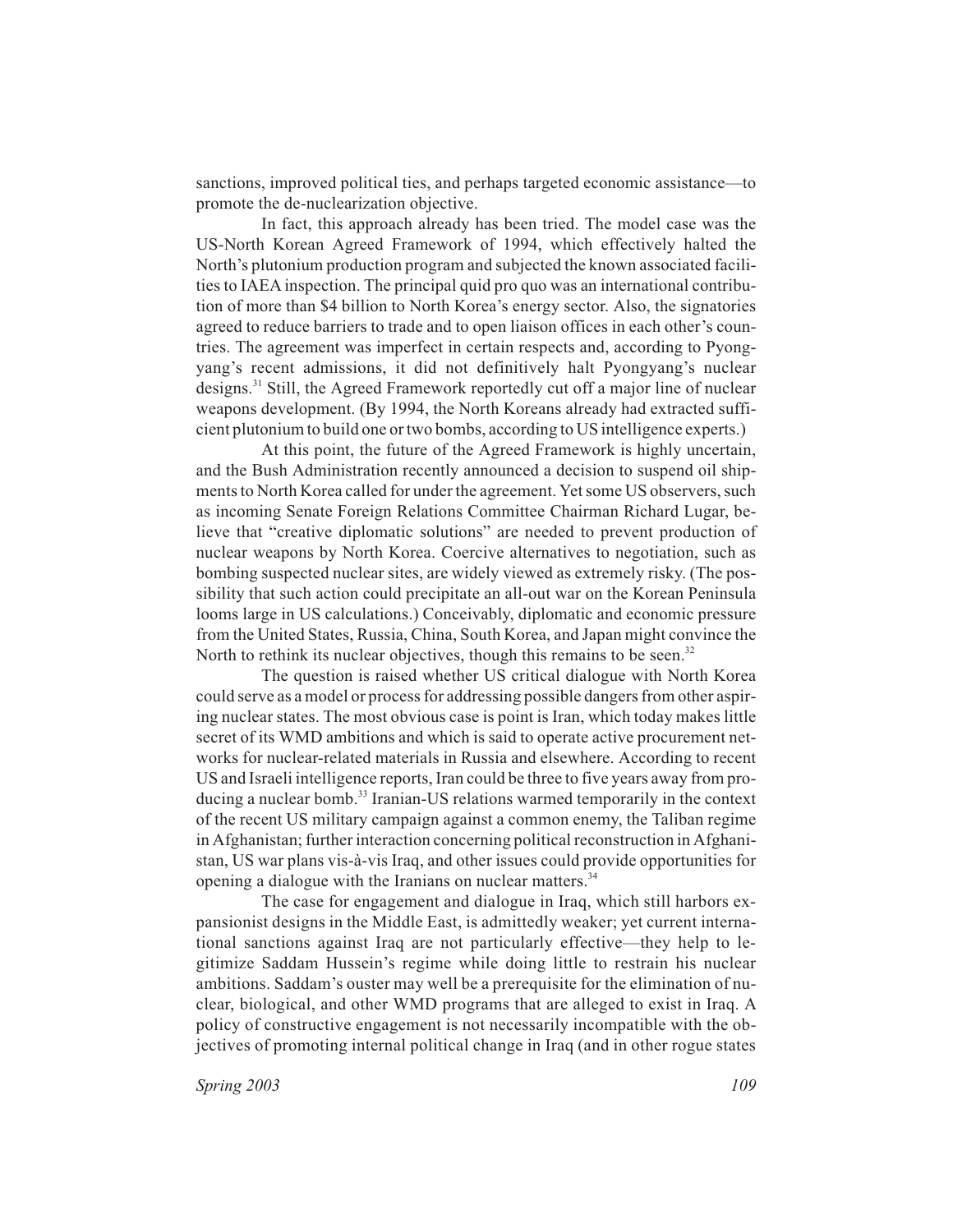sanctions, improved political ties, and perhaps targeted economic assistance—to promote the de-nuclearization objective.

In fact, this approach already has been tried. The model case was the US-North Korean Agreed Framework of 1994, which effectively halted the North's plutonium production program and subjected the known associated facilities to IAEA inspection. The principal quid pro quo was an international contribution of more than $4 billion to North Korea's energy sector. Also, the signatories agreed to reduce barriers to trade and to open liaison offices in each other's countries. The agreement was imperfect in certain respects and, according to Pyongyang's recent admissions, it did not definitively halt Pyongyang's nuclear designs.[31] Still, the Agreed Framework reportedly cut off a major line of nuclear weapons development. (By 1994, the North Koreans already had extracted sufficient plutonium to build one or two bombs, according to US intelligence experts.)

At this point, the future of the Agreed Framework is highly uncertain, and the Bush Administration recently announced a decision to suspend oil shipments to North Korea called for under the agreement. Yet some US observers, such as incoming Senate Foreign Relations Committee Chairman Richard Lugar, believe that "creative diplomatic solutions" are needed to prevent production of nuclear weapons by North Korea. Coercive alternatives to negotiation, such as bombing suspected nuclear sites, are widely viewed as extremely risky. (The possibility that such action could precipitate an all-out war on the Korean Peninsula looms large in US calculations.) Conceivably, diplomatic and economic pressure from the United States, Russia, China, South Korea, and Japan might convince the North to rethink its nuclear objectives, though this remains to be seen.[32]

The question is raised whether US critical dialogue with North Korea could serve as a model or process for addressing possible dangers from other aspiring nuclear states. The most obvious case is point is Iran, which today makes little secret of its WMD ambitions and which is said to operate active procurement networks for nuclear-related materials in Russia and elsewhere. According to recent US and Israeli intelligence reports, Iran could be three to five years away from producing a nuclear bomb.[33] Iranian-US relations warmed temporarily in the context of the recent US military campaign against a common enemy, the Taliban regime in Afghanistan; further interaction concerning political reconstruction in Afghanistan, US war plans vis-à-vis Iraq, and other issues could provide opportunities for opening a dialogue with the Iranians on nuclear matters.[34]

The case for engagement and dialogue in Iraq, which still harbors expansionist designs in the Middle East, is admittedly weaker; yet current international sanctions against Iraq are not particularly effective—they help to legitimize Saddam Hussein's regime while doing little to restrain his nuclear ambitions. Saddam's ouster may well be a prerequisite for the elimination of nuclear, biological, and other WMD programs that are alleged to exist in Iraq. A policy of constructive engagement is not necessarily incompatible with the objectives of promoting internal political change in Iraq (and in other rogue states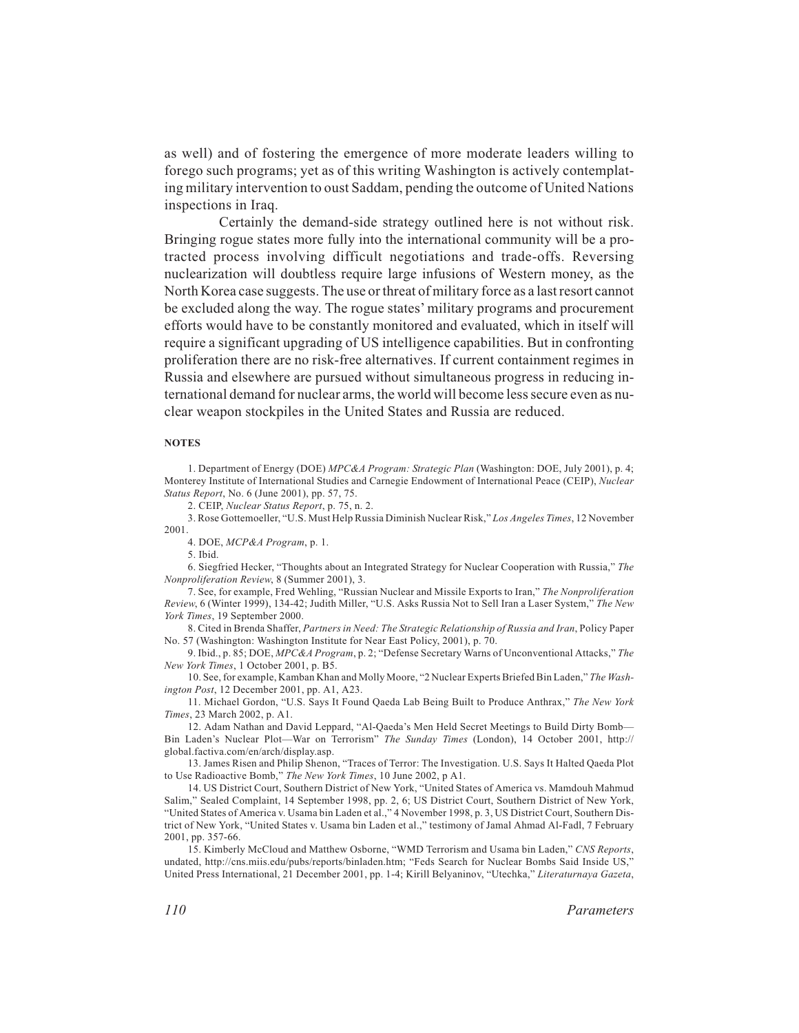as well) and of fostering the emergence of more moderate leaders willing to forego such programs; yet as of this writing Washington is actively contemplating military intervention to oust Saddam, pending the outcome of United Nations inspections in Iraq.

Certainly the demand-side strategy outlined here is not without risk. Bringing rogue states more fully into the international community will be a protracted process involving difficult negotiations and trade-offs. Reversing nuclearization will doubtless require large infusions of Western money, as the North Korea case suggests. The use or threat of military force as a last resort cannot be excluded along the way. The rogue states' military programs and procurement efforts would have to be constantly monitored and evaluated, which in itself will require a significant upgrading of US intelligence capabilities. But in confronting proliferation there are no risk-free alternatives. If current containment regimes in Russia and elsewhere are pursued without simultaneous progress in reducing international demand for nuclear arms, the world will become less secure even as nuclear weapon stockpiles in the United States and Russia are reduced.

#### NOTES

1. Department of Energy (DOE) *MPC&A Program: Strategic Plan* (Washington: DOE, July 2001), p. 4; Monterey Institute of International Studies and Carnegie Endowment of International Peace (CEIP), *Nuclear Status Report*, No. 6 (June 2001), pp. 57, 75.

2. CEIP, *Nuclear Status Report*, p. 75, n. 2.

3. Rose Gottemoeller, "U.S. Must Help Russia Diminish Nuclear Risk," *Los Angeles Times*, 12 November 2001.

4. DOE, *MCP&A Program*, p. 1.

5. Ibid.

6. Siegfried Hecker, "Thoughts about an Integrated Strategy for Nuclear Cooperation with Russia," *The Nonproliferation Review*, 8 (Summer 2001), 3.

7. See, for example, Fred Wehling, "Russian Nuclear and Missile Exports to Iran," *The Nonproliferation Review*, 6 (Winter 1999), 134-42; Judith Miller, "U.S. Asks Russia Not to Sell Iran a Laser System," *The New York Times*, 19 September 2000.

8. Cited in Brenda Shaffer, *Partners in Need: The Strategic Relationship of Russia and Iran*, Policy Paper No. 57 (Washington: Washington Institute for Near East Policy, 2001), p. 70.

9. Ibid., p. 85; DOE, *MPC&A Program*, p. 2; "Defense Secretary Warns of Unconventional Attacks," *The New York Times*, 1 October 2001, p. B5.

10. See, for example, Kamban Khan and Molly Moore, "2 Nuclear Experts Briefed Bin Laden," *The Washington Post*, 12 December 2001, pp. A1, A23.

11. Michael Gordon, "U.S. Says It Found Qaeda Lab Being Built to Produce Anthrax," *The New York Times*, 23 March 2002, p. A1.

12. Adam Nathan and David Leppard, "Al-Qaeda's Men Held Secret Meetings to Build Dirty Bomb—Bin Laden's Nuclear Plot—War on Terrorism" *The Sunday Times* (London), 14 October 2001, http://global.factiva.com/en/arch/display.asp.

13. James Risen and Philip Shenon, "Traces of Terror: The Investigation. U.S. Says It Halted Qaeda Plot to Use Radioactive Bomb," *The New York Times*, 10 June 2002, p A1.

14. US District Court, Southern District of New York, "United States of America vs. Mamdouh Mahmud Salim," Sealed Complaint, 14 September 1998, pp. 2, 6; US District Court, Southern District of New York, "United States of America v. Usama bin Laden et al.," 4 November 1998, p. 3, US District Court, Southern District of New York, "United States v. Usama bin Laden et al.," testimony of Jamal Ahmad Al-Fadl, 7 February 2001, pp. 357-66.

15. Kimberly McCloud and Matthew Osborne, "WMD Terrorism and Usama bin Laden," *CNS Reports*, undated, http://cns.miis.edu/pubs/reports/binladen.htm; "Feds Search for Nuclear Bombs Said Inside US," United Press International, 21 December 2001, pp. 1-4; Kirill Belyaninov, "Utechka," *Literaturnaya Gazeta*,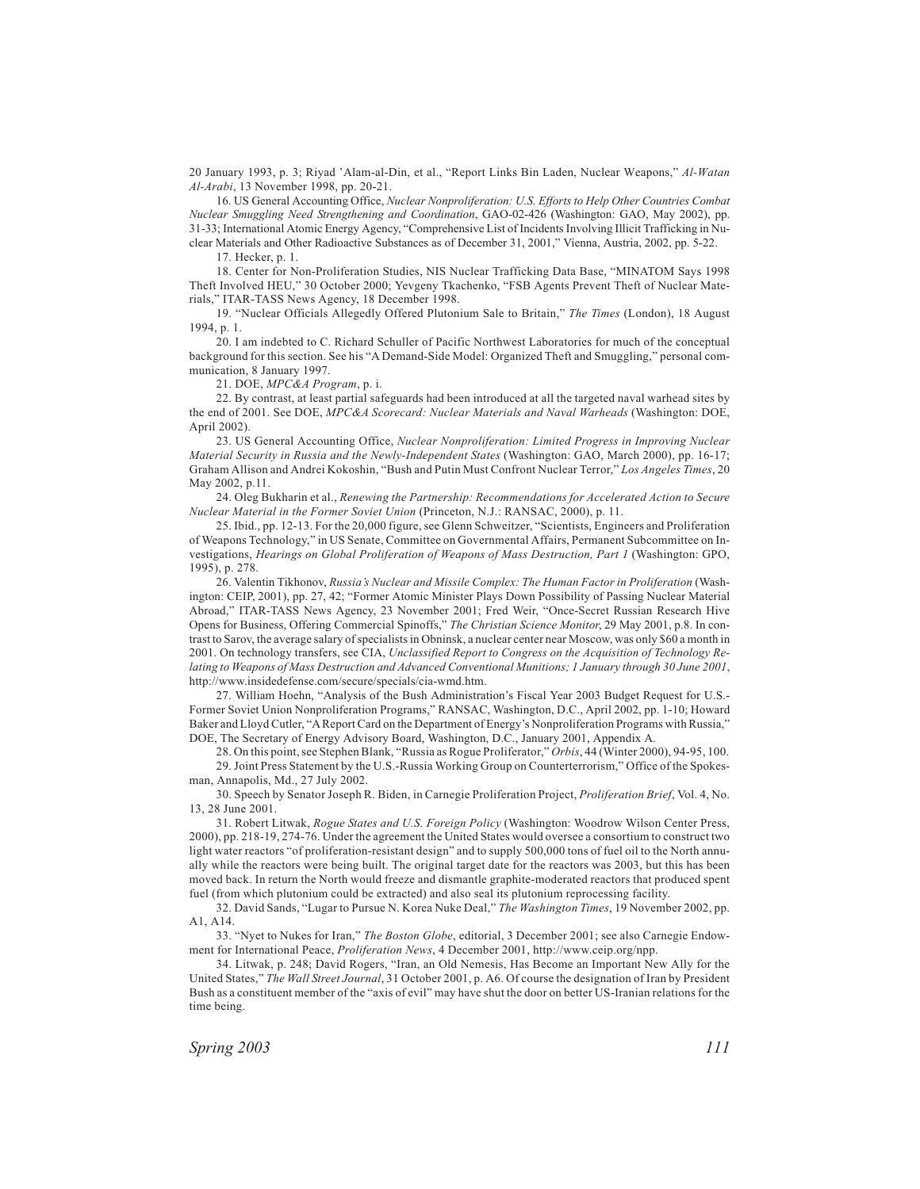20 January 1993, p. 3; Riyad 'Alam-al-Din, et al., "Report Links Bin Laden, Nuclear Weapons," *Al-Watan Al-Arabi*, 13 November 1998, pp. 20-21.

16. US General Accounting Office, *Nuclear Nonproliferation: U.S. Efforts to Help Other Countries Combat Nuclear Smuggling Need Strengthening and Coordination*, GAO-02-426 (Washington: GAO, May 2002), pp. 31-33; International Atomic Energy Agency, "Comprehensive List of Incidents Involving Illicit Trafficking in Nuclear Materials and Other Radioactive Substances as of December 31, 2001," Vienna, Austria, 2002, pp. 5-22.

17. Hecker, p. 1.

18. Center for Non-Proliferation Studies, NIS Nuclear Trafficking Data Base, "MINATOM Says 1998 Theft Involved HEU," 30 October 2000; Yevgeny Tkachenko, "FSB Agents Prevent Theft of Nuclear Materials," ITAR-TASS News Agency, 18 December 1998.

19. "Nuclear Officials Allegedly Offered Plutonium Sale to Britain," *The Times* (London), 18 August 1994, p. 1.

20. I am indebted to C. Richard Schuller of Pacific Northwest Laboratories for much of the conceptual background for this section. See his "A Demand-Side Model: Organized Theft and Smuggling," personal communication, 8 January 1997.

21. DOE, *MPC&A Program*, p. i.

22. By contrast, at least partial safeguards had been introduced at all the targeted naval warhead sites by the end of 2001. See DOE, *MPC&A Scorecard: Nuclear Materials and Naval Warheads* (Washington: DOE, April 2002).

23. US General Accounting Office, *Nuclear Nonproliferation: Limited Progress in Improving Nuclear Material Security in Russia and the Newly-Independent States* (Washington: GAO, March 2000), pp. 16-17; Graham Allison and Andrei Kokoshin, "Bush and Putin Must Confront Nuclear Terror," *Los Angeles Times*, 20 May 2002, p.11.

24. Oleg Bukharin et al., *Renewing the Partnership: Recommendations for Accelerated Action to Secure Nuclear Material in the Former Soviet Union* (Princeton, N.J.: RANSAC, 2000), p. 11.

25. Ibid., pp. 12-13. For the 20,000 figure, see Glenn Schweitzer, "Scientists, Engineers and Proliferation of Weapons Technology," in US Senate, Committee on Governmental Affairs, Permanent Subcommittee on Investigations, *Hearings on Global Proliferation of Weapons of Mass Destruction, Part 1* (Washington: GPO, 1995), p. 278.

26. Valentin Tikhonov, *Russia's Nuclear and Missile Complex: The Human Factor in Proliferation* (Washington: CEIP, 2001), pp. 27, 42; "Former Atomic Minister Plays Down Possibility of Passing Nuclear Material Abroad," ITAR-TASS News Agency, 23 November 2001; Fred Weir, "Once-Secret Russian Research Hive Opens for Business, Offering Commercial Spinoffs," *The Christian Science Monitor*, 29 May 2001, p.8. In contrast to Sarov, the average salary of specialists in Obninsk, a nuclear center near Moscow, was only \$60 a month in 2001. On technology transfers, see CIA, *Unclassified Report to Congress on the Acquisition of Technology Relating to Weapons of Mass Destruction and Advanced Conventional Munitions; 1 January through 30 June 2001*, http://www.insidedefense.com/secure/specials/cia-wmd.htm.

27. William Hoehn, "Analysis of the Bush Administration's Fiscal Year 2003 Budget Request for U.S.-Former Soviet Union Nonproliferation Programs," RANSAC, Washington, D.C., April 2002, pp. 1-10; Howard Baker and Lloyd Cutler, "A Report Card on the Department of Energy's Nonproliferation Programs with Russia," DOE, The Secretary of Energy Advisory Board, Washington, D.C., January 2001, Appendix A.

28. On this point, see Stephen Blank, "Russia as Rogue Proliferator," *Orbis*, 44 (Winter 2000), 94-95, 100.

29. Joint Press Statement by the U.S.-Russia Working Group on Counterterrorism," Office of the Spokesman, Annapolis, Md., 27 July 2002.

30. Speech by Senator Joseph R. Biden, in Carnegie Proliferation Project, *Proliferation Brief*, Vol. 4, No. 13, 28 June 2001.

31. Robert Litwak, *Rogue States and U.S. Foreign Policy* (Washington: Woodrow Wilson Center Press, 2000), pp. 218-19, 274-76. Under the agreement the United States would oversee a consortium to construct two light water reactors "of proliferation-resistant design" and to supply 500,000 tons of fuel oil to the North annually while the reactors were being built. The original target date for the reactors was 2003, but this has been moved back. In return the North would freeze and dismantle graphite-moderated reactors that produced spent fuel (from which plutonium could be extracted) and also seal its plutonium reprocessing facility.

32. David Sands, "Lugar to Pursue N. Korea Nuke Deal," *The Washington Times*, 19 November 2002, pp. A1, A14.

33. "Nyet to Nukes for Iran," *The Boston Globe*, editorial, 3 December 2001; see also Carnegie Endowment for International Peace, *Proliferation News*, 4 December 2001, http://www.ceip.org/npp.

34. Litwak, p. 248; David Rogers, "Iran, an Old Nemesis, Has Become an Important New Ally for the United States," *The Wall Street Journal*, 31 October 2001, p. A6. Of course the designation of Iran by President Bush as a constituent member of the "axis of evil" may have shut the door on better US-Iranian relations for the time being.